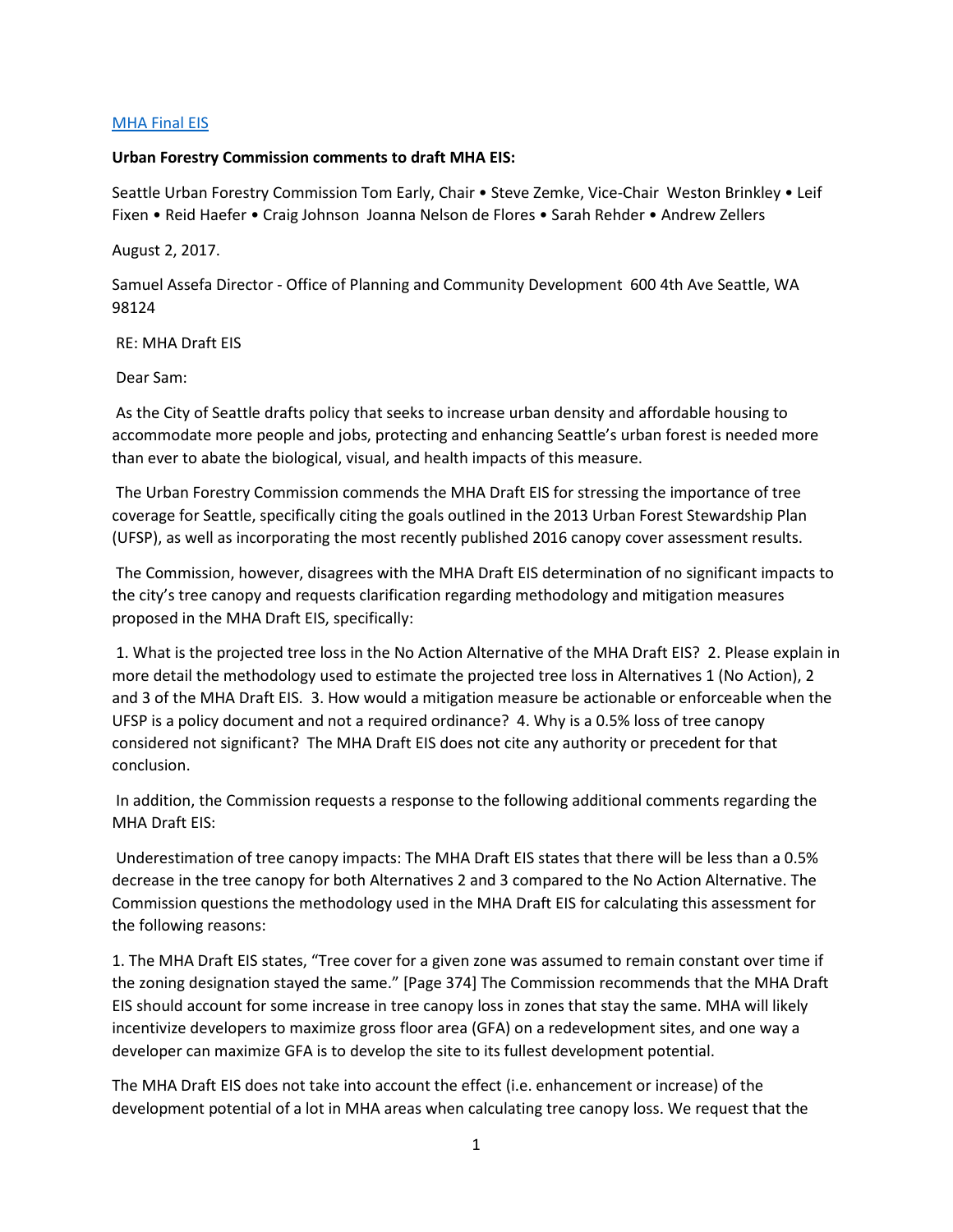[MHA Final EIS]

**Urban Forestry Commission comments to draft MHA EIS:**

Seattle Urban Forestry Commission Tom Early, Chair • Steve Zemke, Vice-Chair Weston Brinkley • Leif Fixen • Reid Haefer • Craig Johnson Joanna Nelson de Flores • Sarah Rehder • Andrew Zellers

August 2, 2017.

Samuel Assefa Director - Office of Planning and Community Development 600 4th Ave Seattle, WA 98124

RE: MHA Draft EIS

Dear Sam:

As the City of Seattle drafts policy that seeks to increase urban density and affordable housing to accommodate more people and jobs, protecting and enhancing Seattle's urban forest is needed more than ever to abate the biological, visual, and health impacts of this measure.

The Urban Forestry Commission commends the MHA Draft EIS for stressing the importance of tree coverage for Seattle, specifically citing the goals outlined in the 2013 Urban Forest Stewardship Plan (UFSP), as well as incorporating the most recently published 2016 canopy cover assessment results.

The Commission, however, disagrees with the MHA Draft EIS determination of no significant impacts to the city's tree canopy and requests clarification regarding methodology and mitigation measures proposed in the MHA Draft EIS, specifically:

1. What is the projected tree loss in the No Action Alternative of the MHA Draft EIS? 2. Please explain in more detail the methodology used to estimate the projected tree loss in Alternatives 1 (No Action), 2 and 3 of the MHA Draft EIS. 3. How would a mitigation measure be actionable or enforceable when the UFSP is a policy document and not a required ordinance? 4. Why is a 0.5% loss of tree canopy considered not significant? The MHA Draft EIS does not cite any authority or precedent for that conclusion.

In addition, the Commission requests a response to the following additional comments regarding the MHA Draft EIS:

Underestimation of tree canopy impacts: The MHA Draft EIS states that there will be less than a 0.5% decrease in the tree canopy for both Alternatives 2 and 3 compared to the No Action Alternative. The Commission questions the methodology used in the MHA Draft EIS for calculating this assessment for the following reasons:

1. The MHA Draft EIS states, "Tree cover for a given zone was assumed to remain constant over time if the zoning designation stayed the same." [Page 374] The Commission recommends that the MHA Draft EIS should account for some increase in tree canopy loss in zones that stay the same. MHA will likely incentivize developers to maximize gross floor area (GFA) on a redevelopment sites, and one way a developer can maximize GFA is to develop the site to its fullest development potential.

The MHA Draft EIS does not take into account the effect (i.e. enhancement or increase) of the development potential of a lot in MHA areas when calculating tree canopy loss. We request that the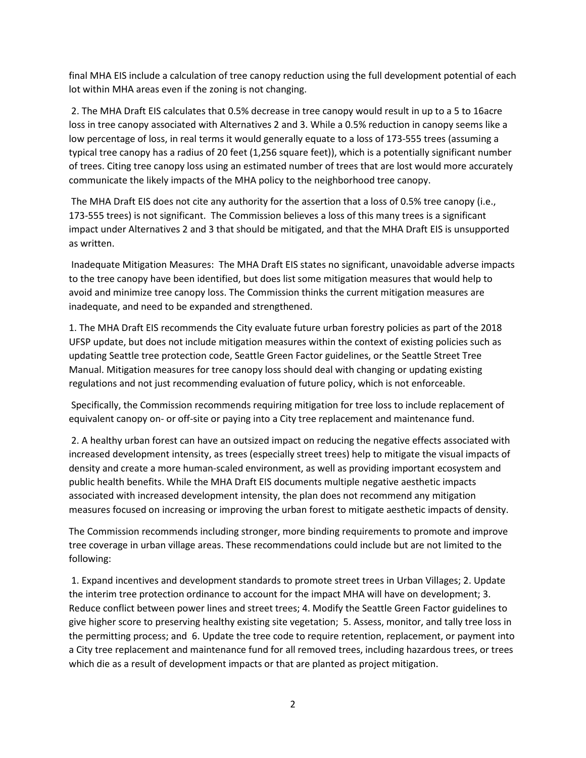final MHA EIS include a calculation of tree canopy reduction using the full development potential of each lot within MHA areas even if the zoning is not changing.

2. The MHA Draft EIS calculates that 0.5% decrease in tree canopy would result in up to a 5 to 16acre loss in tree canopy associated with Alternatives 2 and 3. While a 0.5% reduction in canopy seems like a low percentage of loss, in real terms it would generally equate to a loss of 173-555 trees (assuming a typical tree canopy has a radius of 20 feet (1,256 square feet)), which is a potentially significant number of trees. Citing tree canopy loss using an estimated number of trees that are lost would more accurately communicate the likely impacts of the MHA policy to the neighborhood tree canopy.

The MHA Draft EIS does not cite any authority for the assertion that a loss of 0.5% tree canopy (i.e., 173-555 trees) is not significant. The Commission believes a loss of this many trees is a significant impact under Alternatives 2 and 3 that should be mitigated, and that the MHA Draft EIS is unsupported as written.

Inadequate Mitigation Measures: The MHA Draft EIS states no significant, unavoidable adverse impacts to the tree canopy have been identified, but does list some mitigation measures that would help to avoid and minimize tree canopy loss. The Commission thinks the current mitigation measures are inadequate, and need to be expanded and strengthened.

1. The MHA Draft EIS recommends the City evaluate future urban forestry policies as part of the 2018 UFSP update, but does not include mitigation measures within the context of existing policies such as updating Seattle tree protection code, Seattle Green Factor guidelines, or the Seattle Street Tree Manual. Mitigation measures for tree canopy loss should deal with changing or updating existing regulations and not just recommending evaluation of future policy, which is not enforceable.

Specifically, the Commission recommends requiring mitigation for tree loss to include replacement of equivalent canopy on- or off-site or paying into a City tree replacement and maintenance fund.

2. A healthy urban forest can have an outsized impact on reducing the negative effects associated with increased development intensity, as trees (especially street trees) help to mitigate the visual impacts of density and create a more human-scaled environment, as well as providing important ecosystem and public health benefits. While the MHA Draft EIS documents multiple negative aesthetic impacts associated with increased development intensity, the plan does not recommend any mitigation measures focused on increasing or improving the urban forest to mitigate aesthetic impacts of density.

The Commission recommends including stronger, more binding requirements to promote and improve tree coverage in urban village areas. These recommendations could include but are not limited to the following:

1. Expand incentives and development standards to promote street trees in Urban Villages; 2. Update the interim tree protection ordinance to account for the impact MHA will have on development; 3. Reduce conflict between power lines and street trees; 4. Modify the Seattle Green Factor guidelines to give higher score to preserving healthy existing site vegetation; 5. Assess, monitor, and tally tree loss in the permitting process; and 6. Update the tree code to require retention, replacement, or payment into a City tree replacement and maintenance fund for all removed trees, including hazardous trees, or trees which die as a result of development impacts or that are planted as project mitigation.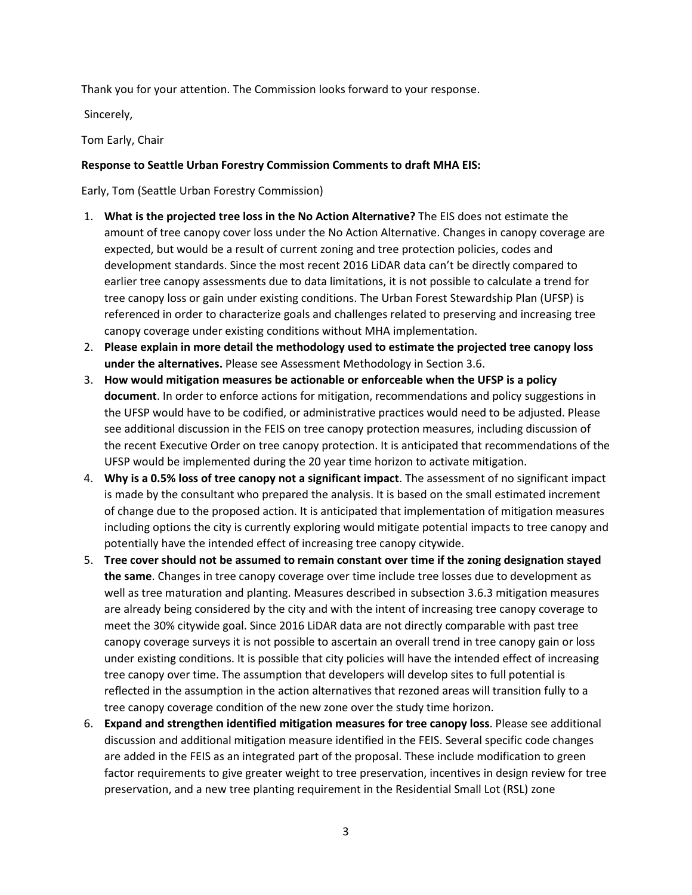Thank you for your attention. The Commission looks forward to your response.

Sincerely,

Tom Early, Chair

**Response to Seattle Urban Forestry Commission Comments to draft MHA EIS:**

Early, Tom (Seattle Urban Forestry Commission)

1. **What is the projected tree loss in the No Action Alternative?** The EIS does not estimate the amount of tree canopy cover loss under the No Action Alternative. Changes in canopy coverage are expected, but would be a result of current zoning and tree protection policies, codes and development standards. Since the most recent 2016 LiDAR data can't be directly compared to earlier tree canopy assessments due to data limitations, it is not possible to calculate a trend for tree canopy loss or gain under existing conditions. The Urban Forest Stewardship Plan (UFSP) is referenced in order to characterize goals and challenges related to preserving and increasing tree canopy coverage under existing conditions without MHA implementation.
2. **Please explain in more detail the methodology used to estimate the projected tree canopy loss under the alternatives.** Please see Assessment Methodology in Section 3.6.
3. **How would mitigation measures be actionable or enforceable when the UFSP is a policy document**. In order to enforce actions for mitigation, recommendations and policy suggestions in the UFSP would have to be codified, or administrative practices would need to be adjusted. Please see additional discussion in the FEIS on tree canopy protection measures, including discussion of the recent Executive Order on tree canopy protection. It is anticipated that recommendations of the UFSP would be implemented during the 20 year time horizon to activate mitigation.
4. **Why is a 0.5% loss of tree canopy not a significant impact**. The assessment of no significant impact is made by the consultant who prepared the analysis. It is based on the small estimated increment of change due to the proposed action. It is anticipated that implementation of mitigation measures including options the city is currently exploring would mitigate potential impacts to tree canopy and potentially have the intended effect of increasing tree canopy citywide.
5. **Tree cover should not be assumed to remain constant over time if the zoning designation stayed the same**. Changes in tree canopy coverage over time include tree losses due to development as well as tree maturation and planting. Measures described in subsection 3.6.3 mitigation measures are already being considered by the city and with the intent of increasing tree canopy coverage to meet the 30% citywide goal. Since 2016 LiDAR data are not directly comparable with past tree canopy coverage surveys it is not possible to ascertain an overall trend in tree canopy gain or loss under existing conditions. It is possible that city policies will have the intended effect of increasing tree canopy over time. The assumption that developers will develop sites to full potential is reflected in the assumption in the action alternatives that rezoned areas will transition fully to a tree canopy coverage condition of the new zone over the study time horizon.
6. **Expand and strengthen identified mitigation measures for tree canopy loss**. Please see additional discussion and additional mitigation measure identified in the FEIS. Several specific code changes are added in the FEIS as an integrated part of the proposal. These include modification to green factor requirements to give greater weight to tree preservation, incentives in design review for tree preservation, and a new tree planting requirement in the Residential Small Lot (RSL) zone